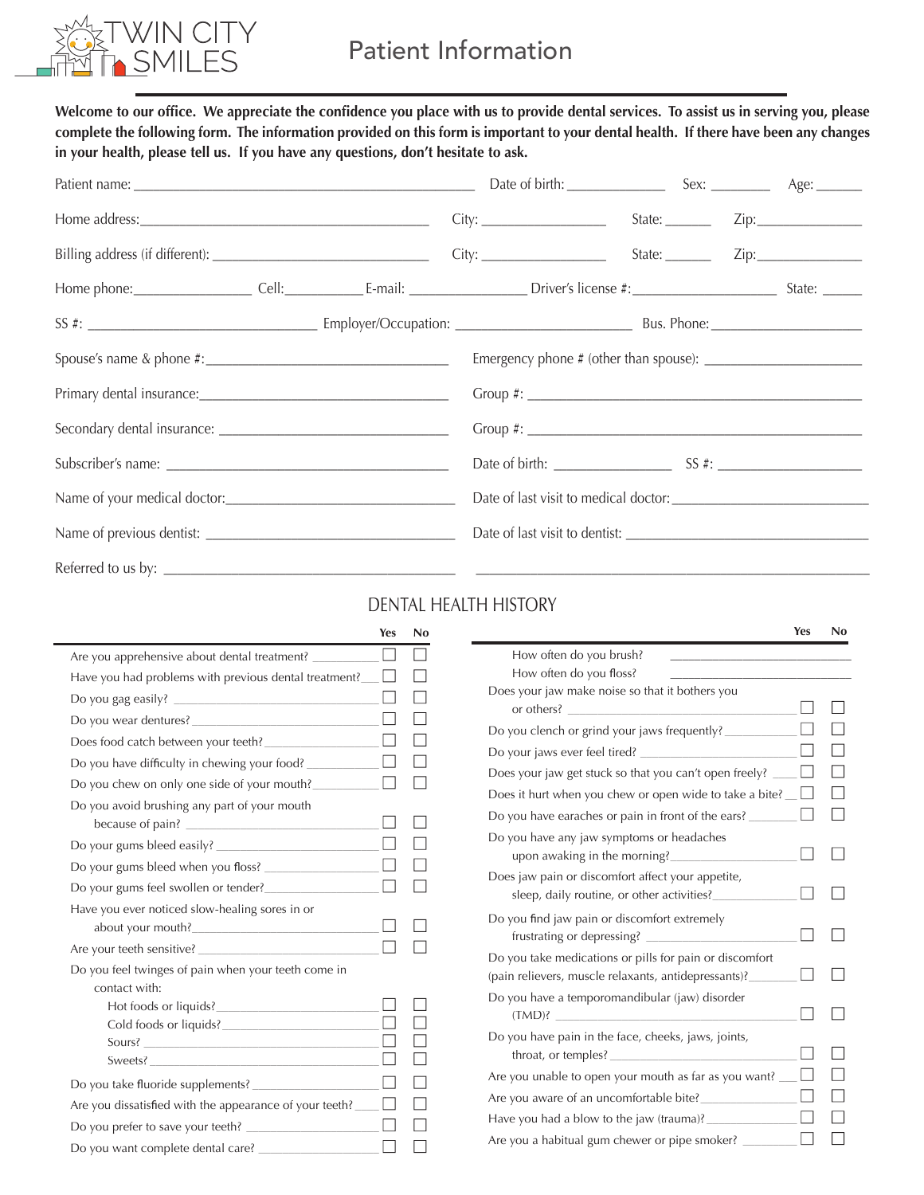TWIN CITY SMILES

# Patient Information

**Welcome to our office. We appreciate the confidence you place with us to provide dental services. To assist us in serving you, please complete the following form. The information provided on this form is important to your dental health. If there have been any changes in your health, please tell us. If you have any questions, don't hesitate to ask.**

Patient name: ______________________ Date of birth: __________ Sex: ________ Age: ______

Home address: ______________________ City: __________ State: ______ Zip: __________

Billing address (if different): ______________________ City: __________ State: ______ Zip: __________

Home phone: __________ Cell: __________ E-mail: __________ Driver's license #: __________ State: ______

SS #: ______________________ Employer/Occupation: ______________________ Bus. Phone: __________

Spouse's name & phone #: ______________________ Emergency phone # (other than spouse): __________

Primary dental insurance: ______________________ Group #: ______________________

Secondary dental insurance: ______________________ Group #: ______________________

Subscriber's name: ______________________ Date of birth: __________ SS #: __________

Name of your medical doctor: ______________________ Date of last visit to medical doctor: __________

Name of previous dentist: ______________________ Date of last visit to dentist: __________

Referred to us by: ______________________ ______________________

## DENTAL HEALTH HISTORY

| | Yes | No |
|---|---|---|
| Are you apprehensive about dental treatment? | ☐ | ☐ |
| Have you had problems with previous dental treatment? | ☐ | ☐ |
| Do you gag easily? | ☐ | ☐ |
| Do you wear dentures? | ☐ | ☐ |
| Does food catch between your teeth? | ☐ | ☐ |
| Do you have difficulty in chewing your food? | ☐ | ☐ |
| Do you chew on only one side of your mouth? | ☐ | ☐ |
| Do you avoid brushing any part of your mouth because of pain? | ☐ | ☐ |
| Do your gums bleed easily? | ☐ | ☐ |
| Do your gums bleed when you floss? | ☐ | ☐ |
| Do your gums feel swollen or tender? | ☐ | ☐ |
| Have you ever noticed slow-healing sores in or about your mouth? | ☐ | ☐ |
| Are your teeth sensitive? | ☐ | ☐ |
| Do you feel twinges of pain when your teeth come in contact with: | | |
| Hot foods or liquids? | ☐ | ☐ |
| Cold foods or liquids? | ☐ | ☐ |
| Sours? | ☐ | ☐ |
| Sweets? | ☐ | ☐ |
| Do you take fluoride supplements? | ☐ | ☐ |
| Are you dissatisfied with the appearance of your teeth? | ☐ | ☐ |
| Do you prefer to save your teeth? | ☐ | ☐ |
| Do you want complete dental care? | ☐ | ☐ |

| | Yes | No |
|---|---|---|
| How often do you brush? ______________ | | |
| How often do you floss? ______________ | | |
| Does your jaw make noise so that it bothers you or others? | ☐ | ☐ |
| Do you clench or grind your jaws frequently? | ☐ | ☐ |
| Do your jaws ever feel tired? | ☐ | ☐ |
| Does your jaw get stuck so that you can't open freely? | ☐ | ☐ |
| Does it hurt when you chew or open wide to take a bite? | ☐ | ☐ |
| Do you have earaches or pain in front of the ears? | ☐ | ☐ |
| Do you have any jaw symptoms or headaches upon awaking in the morning? | ☐ | ☐ |
| Does jaw pain or discomfort affect your appetite, sleep, daily routine, or other activities? | ☐ | ☐ |
| Do you find jaw pain or discomfort extremely frustrating or depressing? | ☐ | ☐ |
| Do you take medications or pills for pain or discomfort (pain relievers, muscle relaxants, antidepressants)? | ☐ | ☐ |
| Do you have a temporomandibular (jaw) disorder (TMD)? | ☐ | ☐ |
| Do you have pain in the face, cheeks, jaws, joints, throat, or temples? | ☐ | ☐ |
| Are you unable to open your mouth as far as you want? | ☐ | ☐ |
| Are you aware of an uncomfortable bite? | ☐ | ☐ |
| Have you had a blow to the jaw (trauma)? | ☐ | ☐ |
| Are you a habitual gum chewer or pipe smoker? | ☐ | ☐ |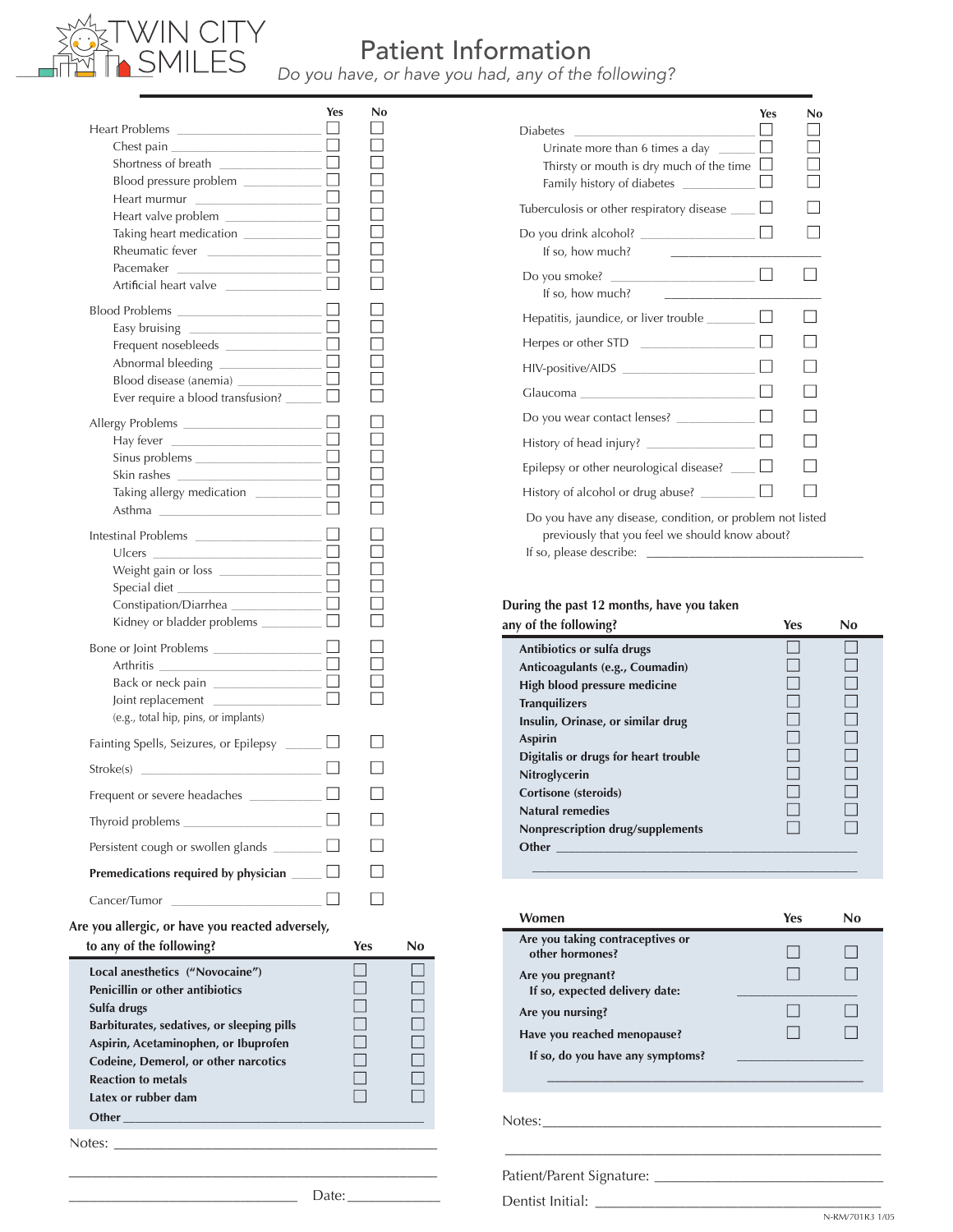TWIN CITY SMILES

# Patient Information

*Do you have, or have you had, any of the following?*

| | Yes | No |
|---|---|---|
| Heart Problems | ☐ | ☐ |
| Chest pain | ☐ | ☐ |
| Shortness of breath | ☐ | ☐ |
| Blood pressure problem | ☐ | ☐ |
| Heart murmur | ☐ | ☐ |
| Heart valve problem | ☐ | ☐ |
| Taking heart medication | ☐ | ☐ |
| Rheumatic fever | ☐ | ☐ |
| Pacemaker | ☐ | ☐ |
| Artificial heart valve | ☐ | ☐ |
| Blood Problems | ☐ | ☐ |
| Easy bruising | ☐ | ☐ |
| Frequent nosebleeds | ☐ | ☐ |
| Abnormal bleeding | ☐ | ☐ |
| Blood disease (anemia) | ☐ | ☐ |
| Ever require a blood transfusion? | ☐ | ☐ |
| Allergy Problems | ☐ | ☐ |
| Hay fever | ☐ | ☐ |
| Sinus problems | ☐ | ☐ |
| Skin rashes | ☐ | ☐ |
| Taking allergy medication | ☐ | ☐ |
| Asthma | ☐ | ☐ |
| Intestinal Problems | ☐ | ☐ |
| Ulcers | ☐ | ☐ |
| Weight gain or loss | ☐ | ☐ |
| Special diet | ☐ | ☐ |
| Constipation/Diarrhea | ☐ | ☐ |
| Kidney or bladder problems | ☐ | ☐ |
| Bone or Joint Problems | ☐ | ☐ |
| Arthritis | ☐ | ☐ |
| Back or neck pain | ☐ | ☐ |
| Joint replacement (e.g., total hip, pins, or implants) | ☐ | ☐ |
| Fainting Spells, Seizures, or Epilepsy | ☐ | ☐ |
| Stroke(s) | ☐ | ☐ |
| Frequent or severe headaches | ☐ | ☐ |
| Thyroid problems | ☐ | ☐ |
| Persistent cough or swollen glands | ☐ | ☐ |
| **Premedications required by physician** | ☐ | ☐ |
| Cancer/Tumor | ☐ | ☐ |

**Are you allergic, or have you reacted adversely, to any of the following?**

| | Yes | No |
|---|---|---|
| **Local anesthetics ("Novocaine")** | ☐ | ☐ |
| **Penicillin or other antibiotics** | ☐ | ☐ |
| **Sulfa drugs** | ☐ | ☐ |
| **Barbiturates, sedatives, or sleeping pills** | ☐ | ☐ |
| **Aspirin, Acetaminophen, or Ibuprofen** | ☐ | ☐ |
| **Codeine, Demerol, or other narcotics** | ☐ | ☐ |
| **Reaction to metals** | ☐ | ☐ |
| **Latex or rubber dam** | ☐ | ☐ |
| **Other** ______________________________ | | |

Notes: ____________________________________________

____________________________________________

______________________________ Date: ____________

| | Yes | No |
|---|---|---|
| Diabetes | ☐ | ☐ |
| Urinate more than 6 times a day | ☐ | ☐ |
| Thirsty or mouth is dry much of the time | ☐ | ☐ |
| Family history of diabetes | ☐ | ☐ |
| Tuberculosis or other respiratory disease | ☐ | ☐ |
| Do you drink alcohol? | ☐ | ☐ |
| If so, how much? ____________________ | | |
| Do you smoke? | ☐ | ☐ |
| If so, how much? ____________________ | | |
| Hepatitis, jaundice, or liver trouble | ☐ | ☐ |
| Herpes or other STD | ☐ | ☐ |
| HIV-positive/AIDS | ☐ | ☐ |
| Glaucoma | ☐ | ☐ |
| Do you wear contact lenses? | ☐ | ☐ |
| History of head injury? | ☐ | ☐ |
| Epilepsy or other neurological disease? | ☐ | ☐ |
| History of alcohol or drug abuse? | ☐ | ☐ |

Do you have any disease, condition, or problem not listed previously that you feel we should know about?
If so, please describe: ______________________________

**During the past 12 months, have you taken any of the following?**

| | Yes | No |
|---|---|---|
| **Antibiotics or sulfa drugs** | ☐ | ☐ |
| **Anticoagulants (e.g., Coumadin)** | ☐ | ☐ |
| **High blood pressure medicine** | ☐ | ☐ |
| **Tranquilizers** | ☐ | ☐ |
| **Insulin, Orinase, or similar drug** | ☐ | ☐ |
| **Aspirin** | ☐ | ☐ |
| **Digitalis or drugs for heart trouble** | ☐ | ☐ |
| **Nitroglycerin** | ☐ | ☐ |
| **Cortisone (steroids)** | ☐ | ☐ |
| **Natural remedies** | ☐ | ☐ |
| **Nonprescription drug/supplements** | ☐ | ☐ |
| **Other** ______________________________ | | |

| **Women** | **Yes** | **No** |
|---|---|---|
| **Are you taking contraceptives or other hormones?** | ☐ | ☐ |
| **Are you pregnant?** | ☐ | ☐ |
| **If so, expected delivery date:** ____________ | | |
| **Are you nursing?** | ☐ | ☐ |
| **Have you reached menopause?** | ☐ | ☐ |
| **If so, do you have any symptoms?** ____________ | | |

Notes: ____________________________________________

____________________________________________

Patient/Parent Signature: ______________________________

Dentist Initial: ______________________________

N-RM/701R3 1/05